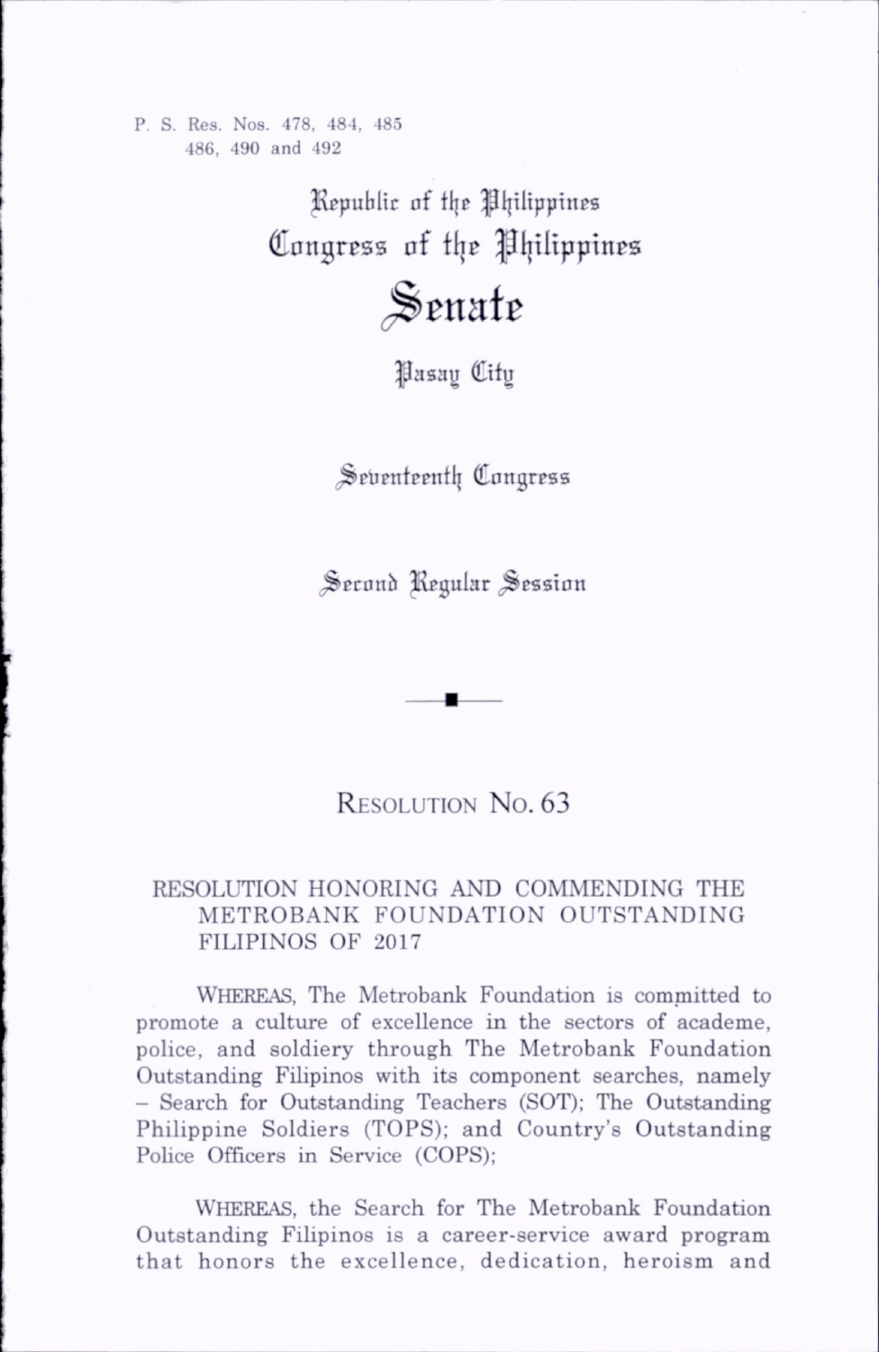P. S. Res. Nos. 478, 484, 485
486, 490 and 492

# Republic of the Philippines
# Congress of the Philippines
# Senate
## Pasay City

## Seventeenth Congress

## Second Regular Session

---

## Resolution No. 63

### RESOLUTION HONORING AND COMMENDING THE METROBANK FOUNDATION OUTSTANDING FILIPINOS OF 2017

WHEREAS, The Metrobank Foundation is committed to promote a culture of excellence in the sectors of academe, police, and soldiery through The Metrobank Foundation Outstanding Filipinos with its component searches, namely – Search for Outstanding Teachers (SOT); The Outstanding Philippine Soldiers (TOPS); and Country's Outstanding Police Officers in Service (COPS);

WHEREAS, the Search for The Metrobank Foundation Outstanding Filipinos is a career-service award program that honors the excellence, dedication, heroism and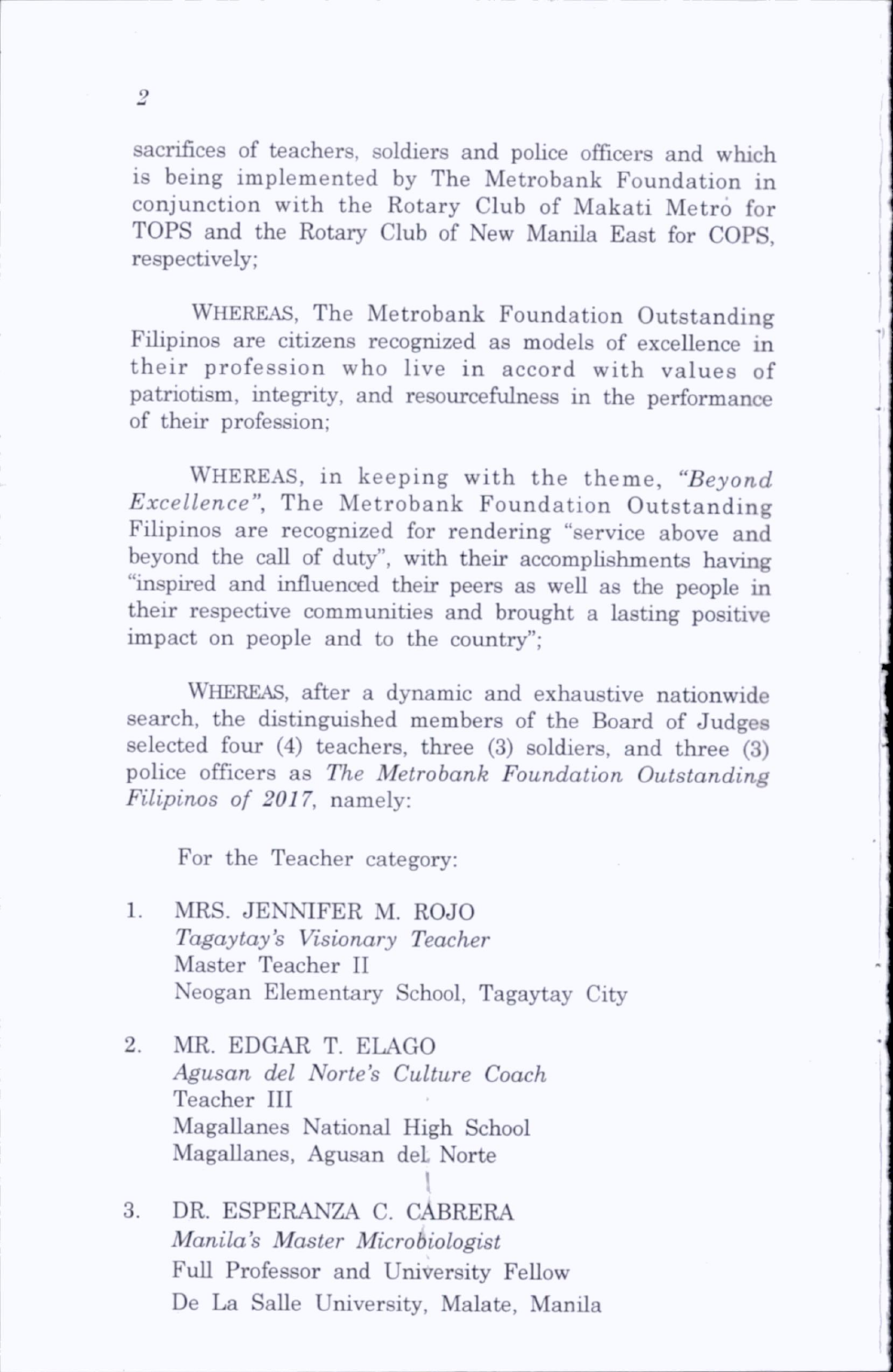sacrifices of teachers, soldiers and police officers and which is being implemented by The Metrobank Foundation in conjunction with the Rotary Club of Makati Metro for TOPS and the Rotary Club of New Manila East for COPS, respectively;

WHEREAS, The Metrobank Foundation Outstanding Filipinos are citizens recognized as models of excellence in their profession who live in accord with values of patriotism, integrity, and resourcefulness in the performance of their profession;

WHEREAS, in keeping with the theme, *"Beyond Excellence"*, The Metrobank Foundation Outstanding Filipinos are recognized for rendering "service above and beyond the call of duty", with their accomplishments having "inspired and influenced their peers as well as the people in their respective communities and brought a lasting positive impact on people and to the country";

WHEREAS, after a dynamic and exhaustive nationwide search, the distinguished members of the Board of Judges selected four (4) teachers, three (3) soldiers, and three (3) police officers as *The Metrobank Foundation Outstanding Filipinos of 2017*, namely:

For the Teacher category:

1. MRS. JENNIFER M. ROJO
   *Tagaytay's Visionary Teacher*
   Master Teacher II
   Neogan Elementary School, Tagaytay City

2. MR. EDGAR T. ELAGO
   *Agusan del Norte's Culture Coach*
   Teacher III
   Magallanes National High School
   Magallanes, Agusan del Norte

3. DR. ESPERANZA C. CABRERA
   *Manila's Master Microbiologist*
   Full Professor and University Fellow
   De La Salle University, Malate, Manila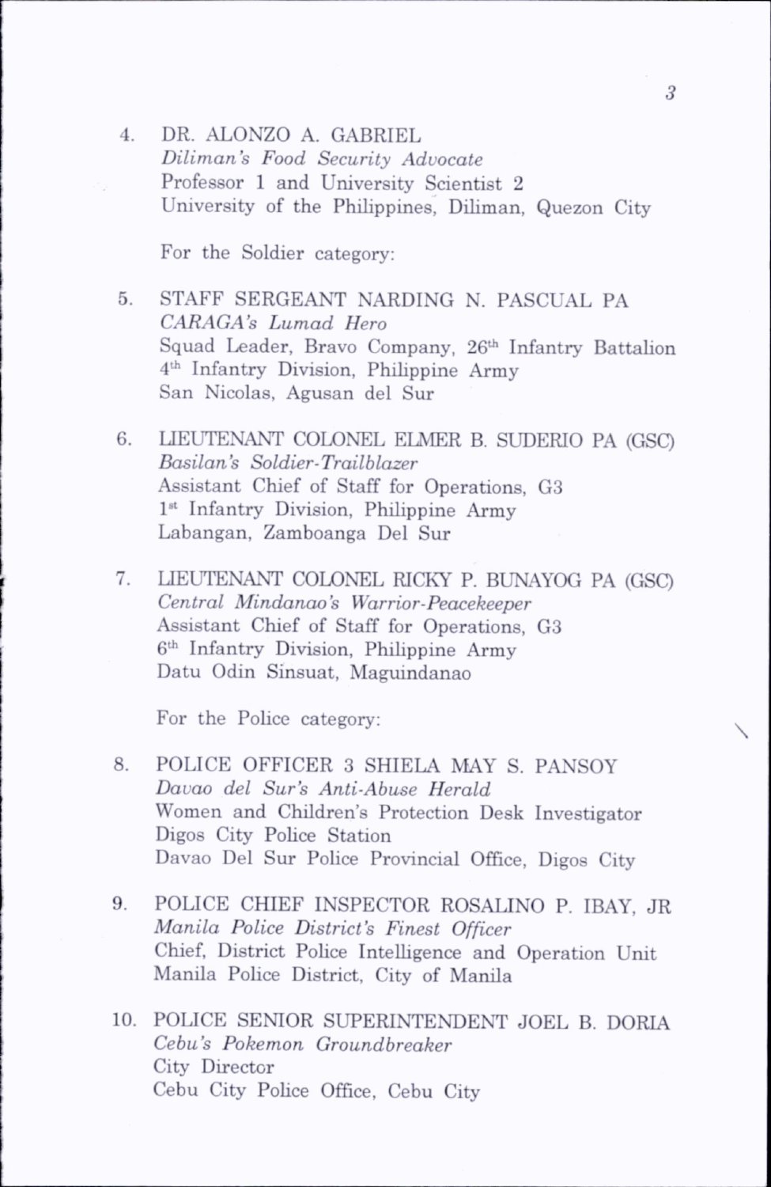4. DR. ALONZO A. GABRIEL
   *Diliman's Food Security Advocate*
   Professor 1 and University Scientist 2
   University of the Philippines, Diliman, Quezon City

   For the Soldier category:

5. STAFF SERGEANT NARDING N. PASCUAL PA
   *CARAGA's Lumad Hero*
   Squad Leader, Bravo Company, 26th Infantry Battalion
   4th Infantry Division, Philippine Army
   San Nicolas, Agusan del Sur

6. LIEUTENANT COLONEL ELMER B. SUDERIO PA (GSC)
   *Basilan's Soldier-Trailblazer*
   Assistant Chief of Staff for Operations, G3
   1st Infantry Division, Philippine Army
   Labangan, Zamboanga Del Sur

7. LIEUTENANT COLONEL RICKY P. BUNAYOG PA (GSC)
   *Central Mindanao's Warrior-Peacekeeper*
   Assistant Chief of Staff for Operations, G3
   6th Infantry Division, Philippine Army
   Datu Odin Sinsuat, Maguindanao

   For the Police category:

8. POLICE OFFICER 3 SHIELA MAY S. PANSOY
   *Davao del Sur's Anti-Abuse Herald*
   Women and Children's Protection Desk Investigator
   Digos City Police Station
   Davao Del Sur Police Provincial Office, Digos City

9. POLICE CHIEF INSPECTOR ROSALINO P. IBAY, JR
   *Manila Police District's Finest Officer*
   Chief, District Police Intelligence and Operation Unit
   Manila Police District, City of Manila

10. POLICE SENIOR SUPERINTENDENT JOEL B. DORIA
    *Cebu's Pokemon Groundbreaker*
    City Director
    Cebu City Police Office, Cebu City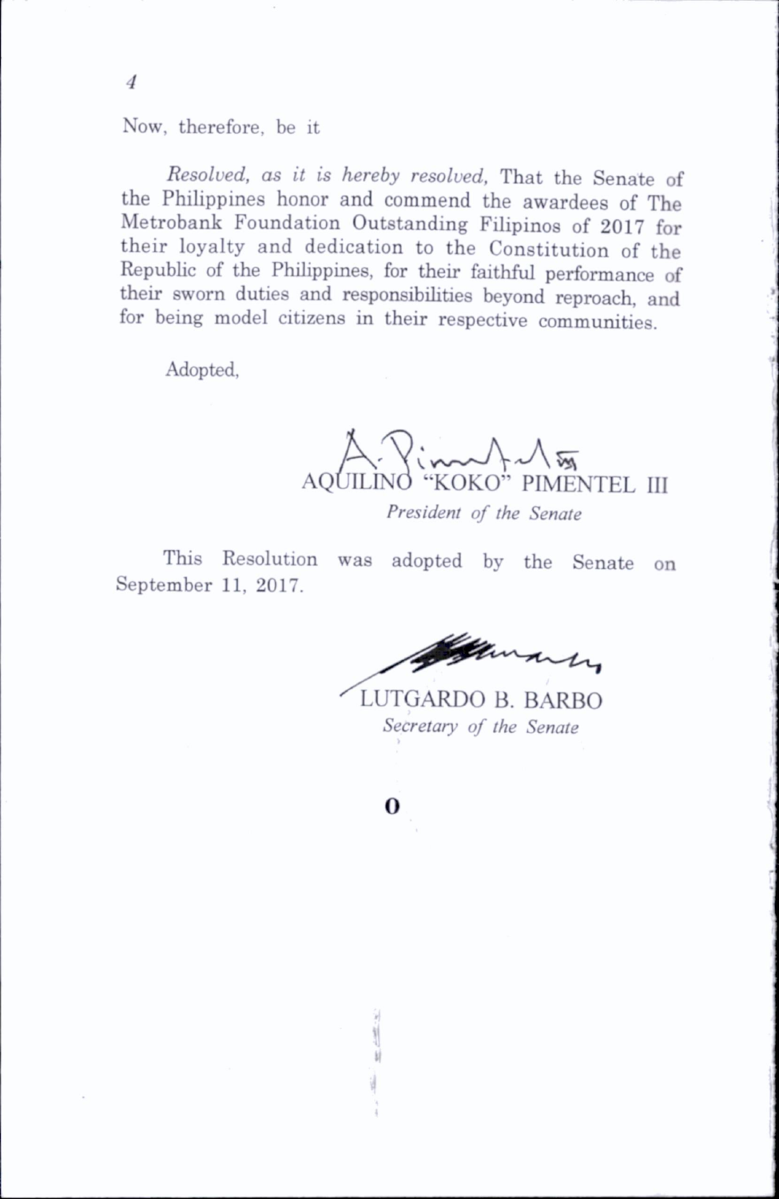Now, therefore, be it

*Resolved, as it is hereby resolved,* That the Senate of the Philippines honor and commend the awardees of The Metrobank Foundation Outstanding Filipinos of 2017 for their loyalty and dedication to the Constitution of the Republic of the Philippines, for their faithful performance of their sworn duties and responsibilities beyond reproach, and for being model citizens in their respective communities.

Adopted,

AQUILINO "KOKO" PIMENTEL III
*President of the Senate*

This Resolution was adopted by the Senate on September 11, 2017.

LUTGARDO B. BARBO
*Secretary of the Senate*

0